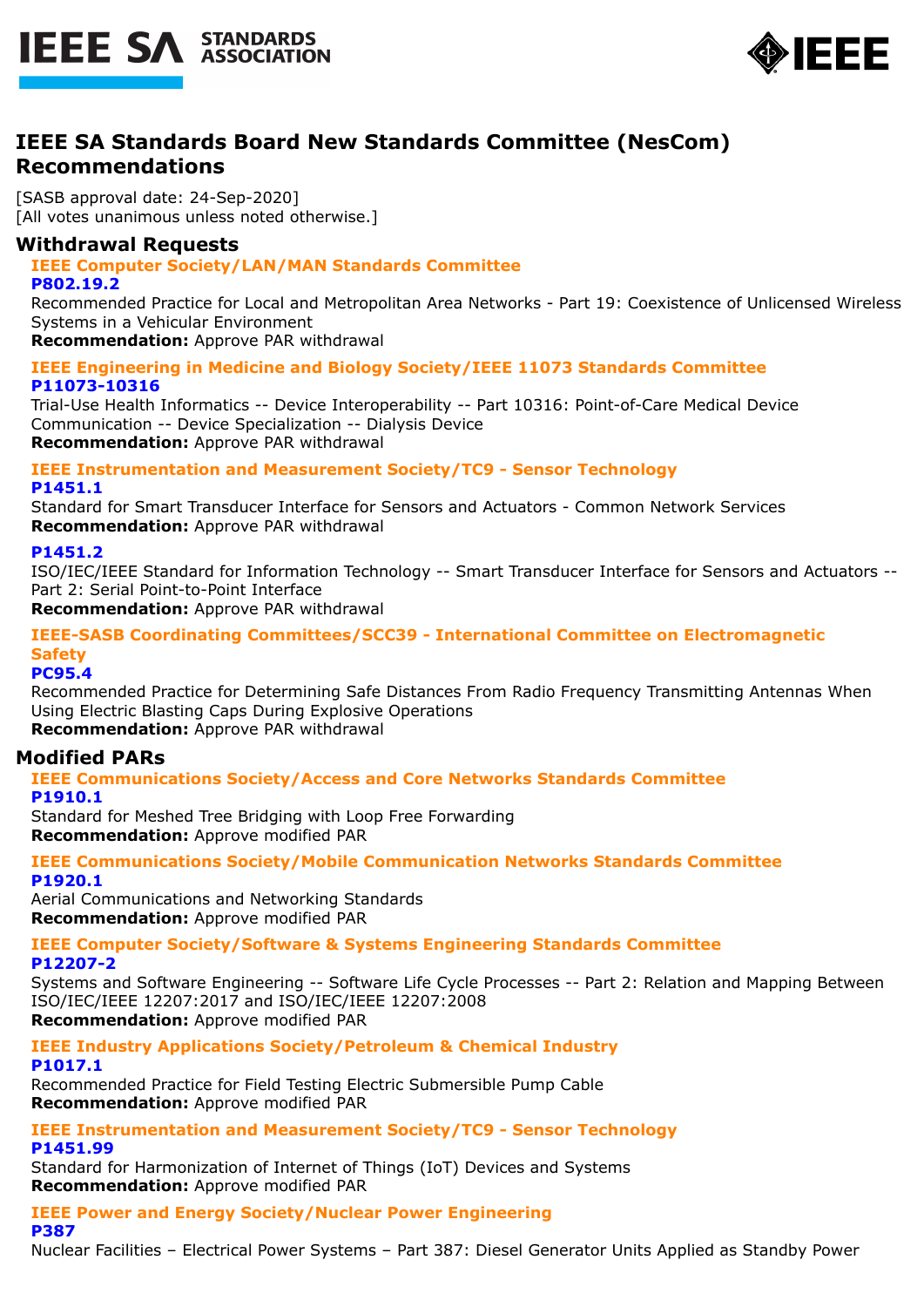# IEEE SA Standards Board New Standards Committee (NesCom) Recommendations

[SASB approval date: 24-Sep-2020]
[All votes unanimous unless noted otherwise.]

## Withdrawal Requests

### IEEE Computer Society/LAN/MAN Standards Committee

**P802.19.2**
Recommended Practice for Local and Metropolitan Area Networks - Part 19: Coexistence of Unlicensed Wireless Systems in a Vehicular Environment
**Recommendation:** Approve PAR withdrawal

### IEEE Engineering in Medicine and Biology Society/IEEE 11073 Standards Committee

**P11073-10316**
Trial-Use Health Informatics -- Device Interoperability -- Part 10316: Point-of-Care Medical Device Communication -- Device Specialization -- Dialysis Device
**Recommendation:** Approve PAR withdrawal

### IEEE Instrumentation and Measurement Society/TC9 - Sensor Technology

**P1451.1**
Standard for Smart Transducer Interface for Sensors and Actuators - Common Network Services
**Recommendation:** Approve PAR withdrawal

**P1451.2**
ISO/IEC/IEEE Standard for Information Technology -- Smart Transducer Interface for Sensors and Actuators -- Part 2: Serial Point-to-Point Interface
**Recommendation:** Approve PAR withdrawal

### IEEE-SASB Coordinating Committees/SCC39 - International Committee on Electromagnetic Safety

**PC95.4**
Recommended Practice for Determining Safe Distances From Radio Frequency Transmitting Antennas When Using Electric Blasting Caps During Explosive Operations
**Recommendation:** Approve PAR withdrawal

## Modified PARs

### IEEE Communications Society/Access and Core Networks Standards Committee

**P1910.1**
Standard for Meshed Tree Bridging with Loop Free Forwarding
**Recommendation:** Approve modified PAR

### IEEE Communications Society/Mobile Communication Networks Standards Committee

**P1920.1**
Aerial Communications and Networking Standards
**Recommendation:** Approve modified PAR

### IEEE Computer Society/Software & Systems Engineering Standards Committee

**P12207-2**
Systems and Software Engineering -- Software Life Cycle Processes -- Part 2: Relation and Mapping Between ISO/IEC/IEEE 12207:2017 and ISO/IEC/IEEE 12207:2008
**Recommendation:** Approve modified PAR

### IEEE Industry Applications Society/Petroleum & Chemical Industry

**P1017.1**
Recommended Practice for Field Testing Electric Submersible Pump Cable
**Recommendation:** Approve modified PAR

### IEEE Instrumentation and Measurement Society/TC9 - Sensor Technology

**P1451.99**
Standard for Harmonization of Internet of Things (IoT) Devices and Systems
**Recommendation:** Approve modified PAR

### IEEE Power and Energy Society/Nuclear Power Engineering

**P387**
Nuclear Facilities – Electrical Power Systems – Part 387: Diesel Generator Units Applied as Standby Power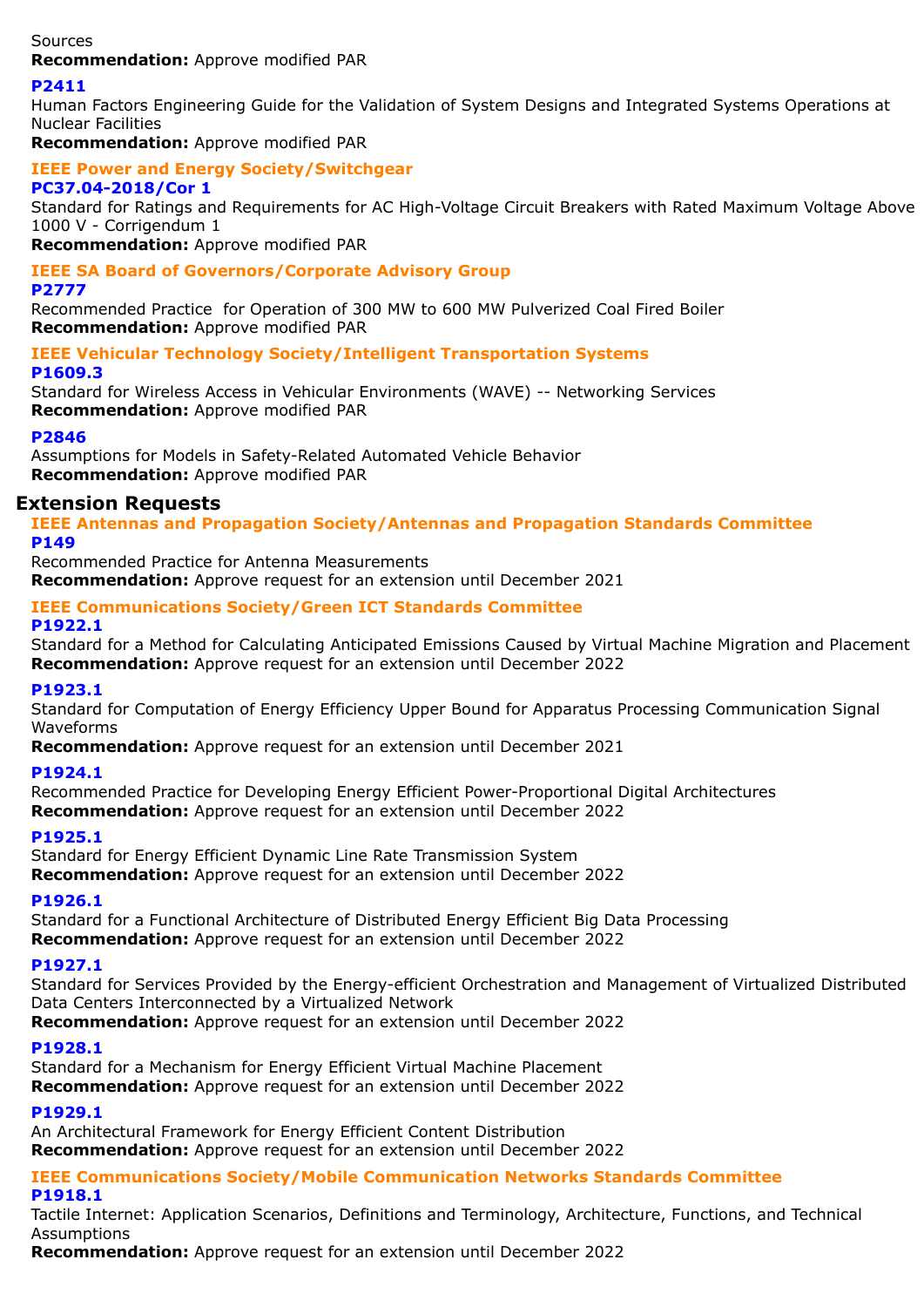Sources
**Recommendation:** Approve modified PAR

**P2411**
Human Factors Engineering Guide for the Validation of System Designs and Integrated Systems Operations at Nuclear Facilities
**Recommendation:** Approve modified PAR

**IEEE Power and Energy Society/Switchgear**

**PC37.04-2018/Cor 1**
Standard for Ratings and Requirements for AC High-Voltage Circuit Breakers with Rated Maximum Voltage Above 1000 V - Corrigendum 1
**Recommendation:** Approve modified PAR

**IEEE SA Board of Governors/Corporate Advisory Group**

**P2777**
Recommended Practice for Operation of 300 MW to 600 MW Pulverized Coal Fired Boiler
**Recommendation:** Approve modified PAR

**IEEE Vehicular Technology Society/Intelligent Transportation Systems**

**P1609.3**
Standard for Wireless Access in Vehicular Environments (WAVE) -- Networking Services
**Recommendation:** Approve modified PAR

**P2846**
Assumptions for Models in Safety-Related Automated Vehicle Behavior
**Recommendation:** Approve modified PAR

## Extension Requests

**IEEE Antennas and Propagation Society/Antennas and Propagation Standards Committee**

**P149**
Recommended Practice for Antenna Measurements
**Recommendation:** Approve request for an extension until December 2021

**IEEE Communications Society/Green ICT Standards Committee**

**P1922.1**
Standard for a Method for Calculating Anticipated Emissions Caused by Virtual Machine Migration and Placement
**Recommendation:** Approve request for an extension until December 2022

**P1923.1**
Standard for Computation of Energy Efficiency Upper Bound for Apparatus Processing Communication Signal Waveforms
**Recommendation:** Approve request for an extension until December 2021

**P1924.1**
Recommended Practice for Developing Energy Efficient Power-Proportional Digital Architectures
**Recommendation:** Approve request for an extension until December 2022

**P1925.1**
Standard for Energy Efficient Dynamic Line Rate Transmission System
**Recommendation:** Approve request for an extension until December 2022

**P1926.1**
Standard for a Functional Architecture of Distributed Energy Efficient Big Data Processing
**Recommendation:** Approve request for an extension until December 2022

**P1927.1**
Standard for Services Provided by the Energy-efficient Orchestration and Management of Virtualized Distributed Data Centers Interconnected by a Virtualized Network
**Recommendation:** Approve request for an extension until December 2022

**P1928.1**
Standard for a Mechanism for Energy Efficient Virtual Machine Placement
**Recommendation:** Approve request for an extension until December 2022

**P1929.1**
An Architectural Framework for Energy Efficient Content Distribution
**Recommendation:** Approve request for an extension until December 2022

**IEEE Communications Society/Mobile Communication Networks Standards Committee**

**P1918.1**
Tactile Internet: Application Scenarios, Definitions and Terminology, Architecture, Functions, and Technical Assumptions
**Recommendation:** Approve request for an extension until December 2022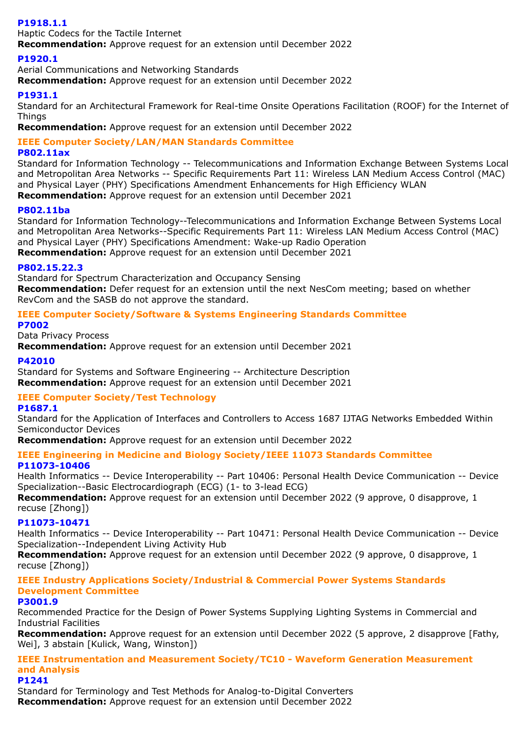**P1918.1.1**
Haptic Codecs for the Tactile Internet
**Recommendation:** Approve request for an extension until December 2022

**P1920.1**
Aerial Communications and Networking Standards
**Recommendation:** Approve request for an extension until December 2022

**P1931.1**
Standard for an Architectural Framework for Real-time Onsite Operations Facilitation (ROOF) for the Internet of Things
**Recommendation:** Approve request for an extension until December 2022

### IEEE Computer Society/LAN/MAN Standards Committee

**P802.11ax**
Standard for Information Technology -- Telecommunications and Information Exchange Between Systems Local and Metropolitan Area Networks -- Specific Requirements Part 11: Wireless LAN Medium Access Control (MAC) and Physical Layer (PHY) Specifications Amendment Enhancements for High Efficiency WLAN
**Recommendation:** Approve request for an extension until December 2021

**P802.11ba**
Standard for Information Technology--Telecommunications and Information Exchange Between Systems Local and Metropolitan Area Networks--Specific Requirements Part 11: Wireless LAN Medium Access Control (MAC) and Physical Layer (PHY) Specifications Amendment: Wake-up Radio Operation
**Recommendation:** Approve request for an extension until December 2021

**P802.15.22.3**
Standard for Spectrum Characterization and Occupancy Sensing
**Recommendation:** Defer request for an extension until the next NesCom meeting; based on whether RevCom and the SASB do not approve the standard.

### IEEE Computer Society/Software & Systems Engineering Standards Committee

**P7002**
Data Privacy Process
**Recommendation:** Approve request for an extension until December 2021

**P42010**
Standard for Systems and Software Engineering -- Architecture Description
**Recommendation:** Approve request for an extension until December 2021

### IEEE Computer Society/Test Technology

**P1687.1**
Standard for the Application of Interfaces and Controllers to Access 1687 IJTAG Networks Embedded Within Semiconductor Devices
**Recommendation:** Approve request for an extension until December 2022

### IEEE Engineering in Medicine and Biology Society/IEEE 11073 Standards Committee

**P11073-10406**
Health Informatics -- Device Interoperability -- Part 10406: Personal Health Device Communication -- Device Specialization--Basic Electrocardiograph (ECG) (1- to 3-lead ECG)
**Recommendation:** Approve request for an extension until December 2022 (9 approve, 0 disapprove, 1 recuse [Zhong])

**P11073-10471**
Health Informatics -- Device Interoperability -- Part 10471: Personal Health Device Communication -- Device Specialization--Independent Living Activity Hub
**Recommendation:** Approve request for an extension until December 2022 (9 approve, 0 disapprove, 1 recuse [Zhong])

### IEEE Industry Applications Society/Industrial & Commercial Power Systems Standards Development Committee

**P3001.9**
Recommended Practice for the Design of Power Systems Supplying Lighting Systems in Commercial and Industrial Facilities
**Recommendation:** Approve request for an extension until December 2022 (5 approve, 2 disapprove [Fathy, Wei], 3 abstain [Kulick, Wang, Winston])

### IEEE Instrumentation and Measurement Society/TC10 - Waveform Generation Measurement and Analysis

**P1241**
Standard for Terminology and Test Methods for Analog-to-Digital Converters
**Recommendation:** Approve request for an extension until December 2022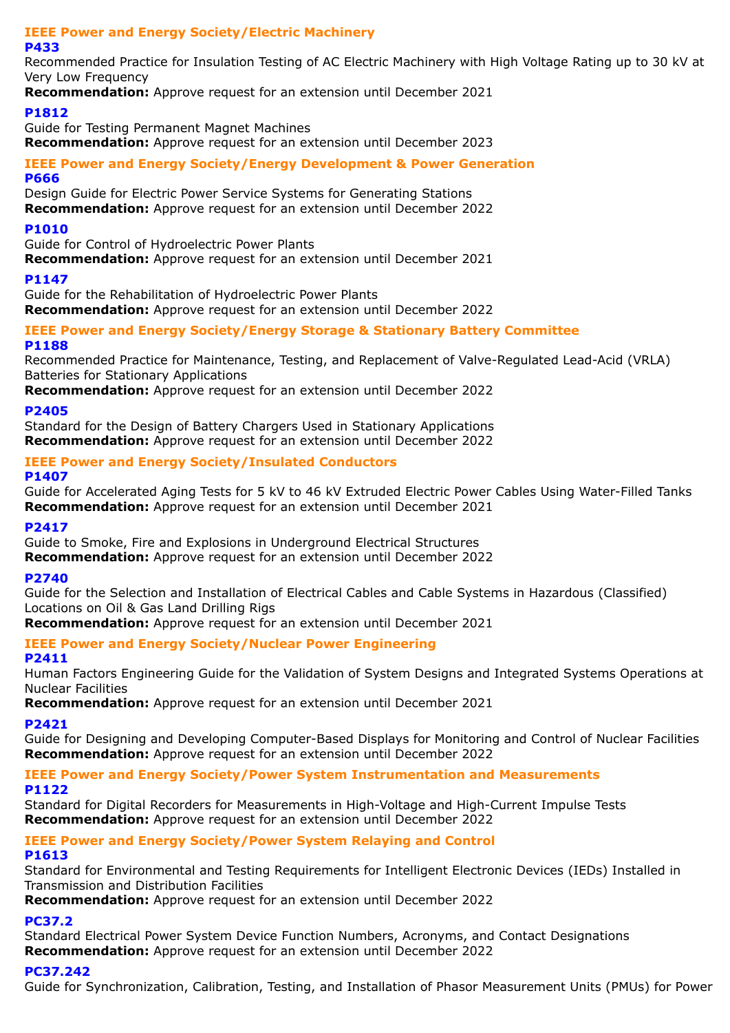### IEEE Power and Energy Society/Electric Machinery

#### P433

Recommended Practice for Insulation Testing of AC Electric Machinery with High Voltage Rating up to 30 kV at Very Low Frequency

**Recommendation:** Approve request for an extension until December 2021

#### P1812

Guide for Testing Permanent Magnet Machines

**Recommendation:** Approve request for an extension until December 2023

### IEEE Power and Energy Society/Energy Development & Power Generation

#### P666

Design Guide for Electric Power Service Systems for Generating Stations

**Recommendation:** Approve request for an extension until December 2022

#### P1010

Guide for Control of Hydroelectric Power Plants

**Recommendation:** Approve request for an extension until December 2021

#### P1147

Guide for the Rehabilitation of Hydroelectric Power Plants

**Recommendation:** Approve request for an extension until December 2022

### IEEE Power and Energy Society/Energy Storage & Stationary Battery Committee

#### P1188

Recommended Practice for Maintenance, Testing, and Replacement of Valve-Regulated Lead-Acid (VRLA) Batteries for Stationary Applications

**Recommendation:** Approve request for an extension until December 2022

#### P2405

Standard for the Design of Battery Chargers Used in Stationary Applications

**Recommendation:** Approve request for an extension until December 2022

### IEEE Power and Energy Society/Insulated Conductors

#### P1407

Guide for Accelerated Aging Tests for 5 kV to 46 kV Extruded Electric Power Cables Using Water-Filled Tanks

**Recommendation:** Approve request for an extension until December 2021

#### P2417

Guide to Smoke, Fire and Explosions in Underground Electrical Structures

**Recommendation:** Approve request for an extension until December 2022

#### P2740

Guide for the Selection and Installation of Electrical Cables and Cable Systems in Hazardous (Classified) Locations on Oil & Gas Land Drilling Rigs

**Recommendation:** Approve request for an extension until December 2021

### IEEE Power and Energy Society/Nuclear Power Engineering

#### P2411

Human Factors Engineering Guide for the Validation of System Designs and Integrated Systems Operations at Nuclear Facilities

**Recommendation:** Approve request for an extension until December 2021

#### P2421

Guide for Designing and Developing Computer-Based Displays for Monitoring and Control of Nuclear Facilities

**Recommendation:** Approve request for an extension until December 2022

### IEEE Power and Energy Society/Power System Instrumentation and Measurements

#### P1122

Standard for Digital Recorders for Measurements in High-Voltage and High-Current Impulse Tests

**Recommendation:** Approve request for an extension until December 2022

### IEEE Power and Energy Society/Power System Relaying and Control

#### P1613

Standard for Environmental and Testing Requirements for Intelligent Electronic Devices (IEDs) Installed in Transmission and Distribution Facilities

**Recommendation:** Approve request for an extension until December 2022

#### PC37.2

Standard Electrical Power System Device Function Numbers, Acronyms, and Contact Designations

**Recommendation:** Approve request for an extension until December 2022

#### PC37.242

Guide for Synchronization, Calibration, Testing, and Installation of Phasor Measurement Units (PMUs) for Power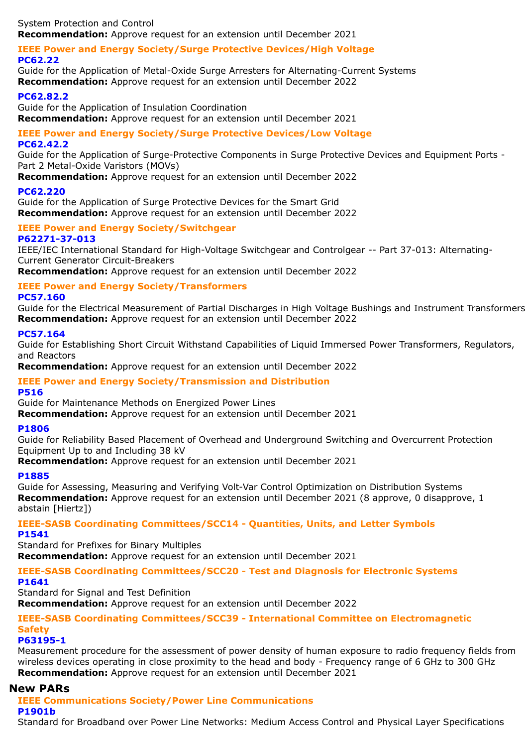System Protection and Control
**Recommendation:** Approve request for an extension until December 2021

### IEEE Power and Energy Society/Surge Protective Devices/High Voltage

**PC62.22**
Guide for the Application of Metal-Oxide Surge Arresters for Alternating-Current Systems
**Recommendation:** Approve request for an extension until December 2022

**PC62.82.2**
Guide for the Application of Insulation Coordination
**Recommendation:** Approve request for an extension until December 2021

### IEEE Power and Energy Society/Surge Protective Devices/Low Voltage

**PC62.42.2**
Guide for the Application of Surge-Protective Components in Surge Protective Devices and Equipment Ports - Part 2 Metal-Oxide Varistors (MOVs)
**Recommendation:** Approve request for an extension until December 2022

**PC62.220**
Guide for the Application of Surge Protective Devices for the Smart Grid
**Recommendation:** Approve request for an extension until December 2022

### IEEE Power and Energy Society/Switchgear

**P62271-37-013**
IEEE/IEC International Standard for High-Voltage Switchgear and Controlgear -- Part 37-013: Alternating-Current Generator Circuit-Breakers
**Recommendation:** Approve request for an extension until December 2022

### IEEE Power and Energy Society/Transformers

**PC57.160**
Guide for the Electrical Measurement of Partial Discharges in High Voltage Bushings and Instrument Transformers
**Recommendation:** Approve request for an extension until December 2022

**PC57.164**
Guide for Establishing Short Circuit Withstand Capabilities of Liquid Immersed Power Transformers, Regulators, and Reactors
**Recommendation:** Approve request for an extension until December 2022

### IEEE Power and Energy Society/Transmission and Distribution

**P516**
Guide for Maintenance Methods on Energized Power Lines
**Recommendation:** Approve request for an extension until December 2021

**P1806**
Guide for Reliability Based Placement of Overhead and Underground Switching and Overcurrent Protection Equipment Up to and Including 38 kV
**Recommendation:** Approve request for an extension until December 2021

**P1885**
Guide for Assessing, Measuring and Verifying Volt-Var Control Optimization on Distribution Systems
**Recommendation:** Approve request for an extension until December 2021 (8 approve, 0 disapprove, 1 abstain [Hiertz])

### IEEE-SASB Coordinating Committees/SCC14 - Quantities, Units, and Letter Symbols

**P1541**
Standard for Prefixes for Binary Multiples
**Recommendation:** Approve request for an extension until December 2021

### IEEE-SASB Coordinating Committees/SCC20 - Test and Diagnosis for Electronic Systems

**P1641**
Standard for Signal and Test Definition
**Recommendation:** Approve request for an extension until December 2022

### IEEE-SASB Coordinating Committees/SCC39 - International Committee on Electromagnetic Safety

**P63195-1**
Measurement procedure for the assessment of power density of human exposure to radio frequency fields from wireless devices operating in close proximity to the head and body - Frequency range of 6 GHz to 300 GHz
**Recommendation:** Approve request for an extension until December 2021

## New PARs

### IEEE Communications Society/Power Line Communications

**P1901b**
Standard for Broadband over Power Line Networks: Medium Access Control and Physical Layer Specifications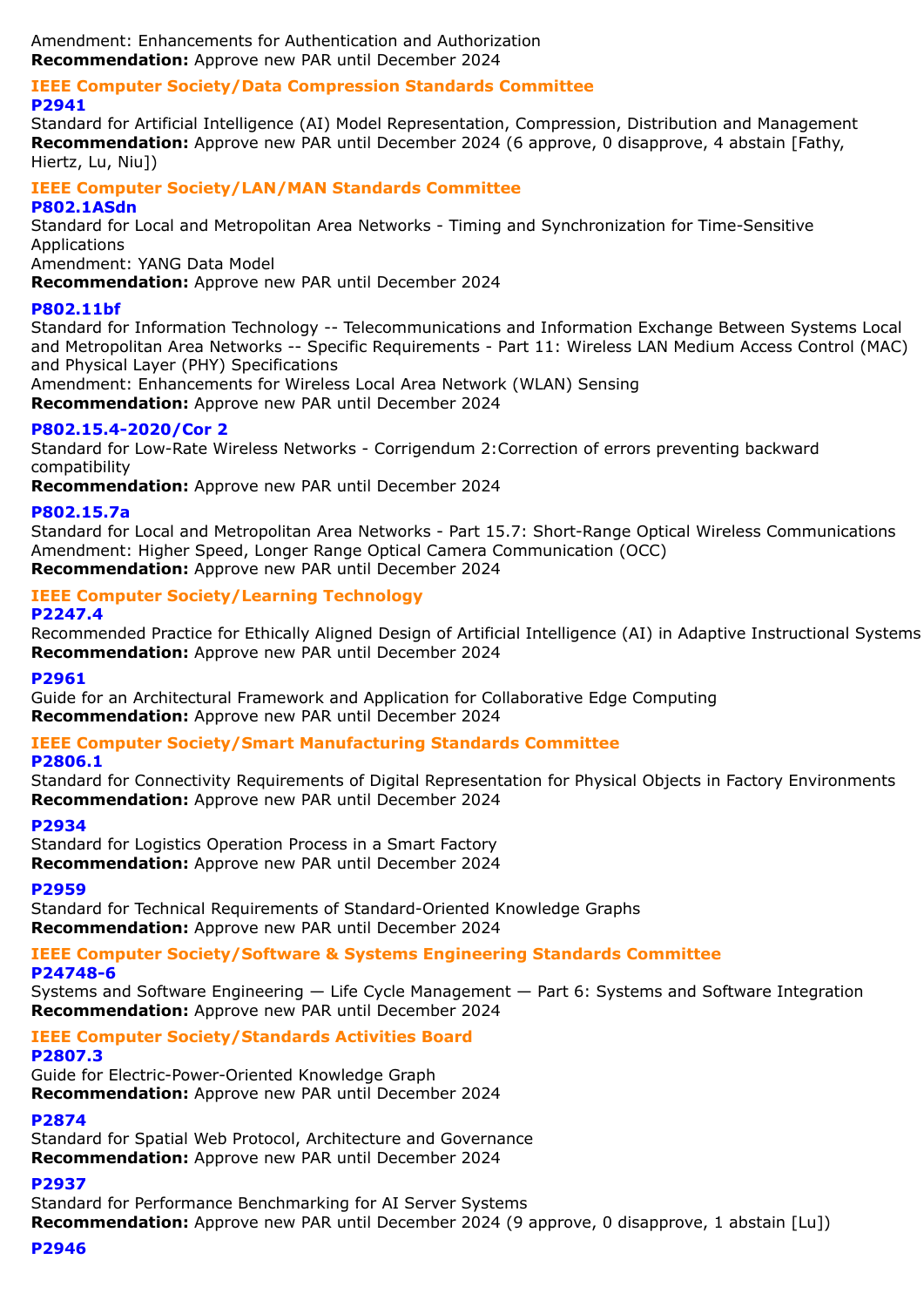Amendment: Enhancements for Authentication and Authorization
**Recommendation:** Approve new PAR until December 2024

### IEEE Computer Society/Data Compression Standards Committee

**P2941**
Standard for Artificial Intelligence (AI) Model Representation, Compression, Distribution and Management
**Recommendation:** Approve new PAR until December 2024 (6 approve, 0 disapprove, 4 abstain [Fathy, Hiertz, Lu, Niu])

### IEEE Computer Society/LAN/MAN Standards Committee

**P802.1ASdn**
Standard for Local and Metropolitan Area Networks - Timing and Synchronization for Time-Sensitive Applications
Amendment: YANG Data Model
**Recommendation:** Approve new PAR until December 2024

**P802.11bf**
Standard for Information Technology -- Telecommunications and Information Exchange Between Systems Local and Metropolitan Area Networks -- Specific Requirements - Part 11: Wireless LAN Medium Access Control (MAC) and Physical Layer (PHY) Specifications
Amendment: Enhancements for Wireless Local Area Network (WLAN) Sensing
**Recommendation:** Approve new PAR until December 2024

**P802.15.4-2020/Cor 2**
Standard for Low-Rate Wireless Networks - Corrigendum 2:Correction of errors preventing backward compatibility
**Recommendation:** Approve new PAR until December 2024

**P802.15.7a**
Standard for Local and Metropolitan Area Networks - Part 15.7: Short-Range Optical Wireless Communications
Amendment: Higher Speed, Longer Range Optical Camera Communication (OCC)
**Recommendation:** Approve new PAR until December 2024

### IEEE Computer Society/Learning Technology

**P2247.4**
Recommended Practice for Ethically Aligned Design of Artificial Intelligence (AI) in Adaptive Instructional Systems
**Recommendation:** Approve new PAR until December 2024

**P2961**
Guide for an Architectural Framework and Application for Collaborative Edge Computing
**Recommendation:** Approve new PAR until December 2024

### IEEE Computer Society/Smart Manufacturing Standards Committee

**P2806.1**
Standard for Connectivity Requirements of Digital Representation for Physical Objects in Factory Environments
**Recommendation:** Approve new PAR until December 2024

**P2934**
Standard for Logistics Operation Process in a Smart Factory
**Recommendation:** Approve new PAR until December 2024

**P2959**
Standard for Technical Requirements of Standard-Oriented Knowledge Graphs
**Recommendation:** Approve new PAR until December 2024

### IEEE Computer Society/Software & Systems Engineering Standards Committee

**P24748-6**
Systems and Software Engineering — Life Cycle Management — Part 6: Systems and Software Integration
**Recommendation:** Approve new PAR until December 2024

### IEEE Computer Society/Standards Activities Board

**P2807.3**
Guide for Electric-Power-Oriented Knowledge Graph
**Recommendation:** Approve new PAR until December 2024

**P2874**
Standard for Spatial Web Protocol, Architecture and Governance
**Recommendation:** Approve new PAR until December 2024

**P2937**
Standard for Performance Benchmarking for AI Server Systems
**Recommendation:** Approve new PAR until December 2024 (9 approve, 0 disapprove, 1 abstain [Lu])

**P2946**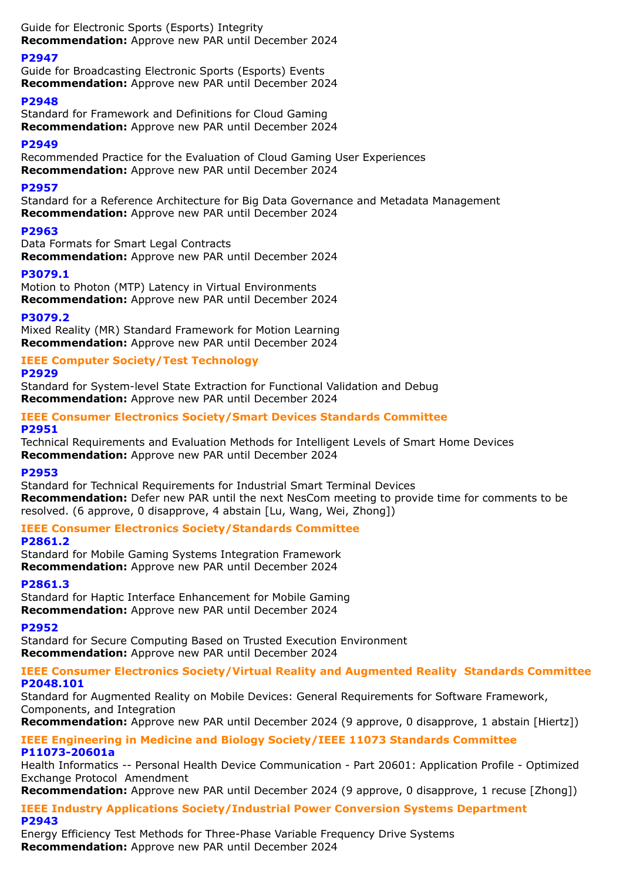Guide for Electronic Sports (Esports) Integrity
**Recommendation:** Approve new PAR until December 2024

**P2947**
Guide for Broadcasting Electronic Sports (Esports) Events
**Recommendation:** Approve new PAR until December 2024

**P2948**
Standard for Framework and Definitions for Cloud Gaming
**Recommendation:** Approve new PAR until December 2024

**P2949**
Recommended Practice for the Evaluation of Cloud Gaming User Experiences
**Recommendation:** Approve new PAR until December 2024

**P2957**
Standard for a Reference Architecture for Big Data Governance and Metadata Management
**Recommendation:** Approve new PAR until December 2024

**P2963**
Data Formats for Smart Legal Contracts
**Recommendation:** Approve new PAR until December 2024

**P3079.1**
Motion to Photon (MTP) Latency in Virtual Environments
**Recommendation:** Approve new PAR until December 2024

**P3079.2**
Mixed Reality (MR) Standard Framework for Motion Learning
**Recommendation:** Approve new PAR until December 2024

### IEEE Computer Society/Test Technology

**P2929**
Standard for System-level State Extraction for Functional Validation and Debug
**Recommendation:** Approve new PAR until December 2024

### IEEE Consumer Electronics Society/Smart Devices Standards Committee

**P2951**
Technical Requirements and Evaluation Methods for Intelligent Levels of Smart Home Devices
**Recommendation:** Approve new PAR until December 2024

**P2953**
Standard for Technical Requirements for Industrial Smart Terminal Devices
**Recommendation:** Defer new PAR until the next NesCom meeting to provide time for comments to be resolved. (6 approve, 0 disapprove, 4 abstain [Lu, Wang, Wei, Zhong])

### IEEE Consumer Electronics Society/Standards Committee

**P2861.2**
Standard for Mobile Gaming Systems Integration Framework
**Recommendation:** Approve new PAR until December 2024

**P2861.3**
Standard for Haptic Interface Enhancement for Mobile Gaming
**Recommendation:** Approve new PAR until December 2024

**P2952**
Standard for Secure Computing Based on Trusted Execution Environment
**Recommendation:** Approve new PAR until December 2024

### IEEE Consumer Electronics Society/Virtual Reality and Augmented Reality Standards Committee

**P2048.101**
Standard for Augmented Reality on Mobile Devices: General Requirements for Software Framework, Components, and Integration
**Recommendation:** Approve new PAR until December 2024 (9 approve, 0 disapprove, 1 abstain [Hiertz])

### IEEE Engineering in Medicine and Biology Society/IEEE 11073 Standards Committee

**P11073-20601a**
Health Informatics -- Personal Health Device Communication - Part 20601: Application Profile - Optimized Exchange Protocol Amendment
**Recommendation:** Approve new PAR until December 2024 (9 approve, 0 disapprove, 1 recuse [Zhong])

### IEEE Industry Applications Society/Industrial Power Conversion Systems Department

**P2943**
Energy Efficiency Test Methods for Three-Phase Variable Frequency Drive Systems
**Recommendation:** Approve new PAR until December 2024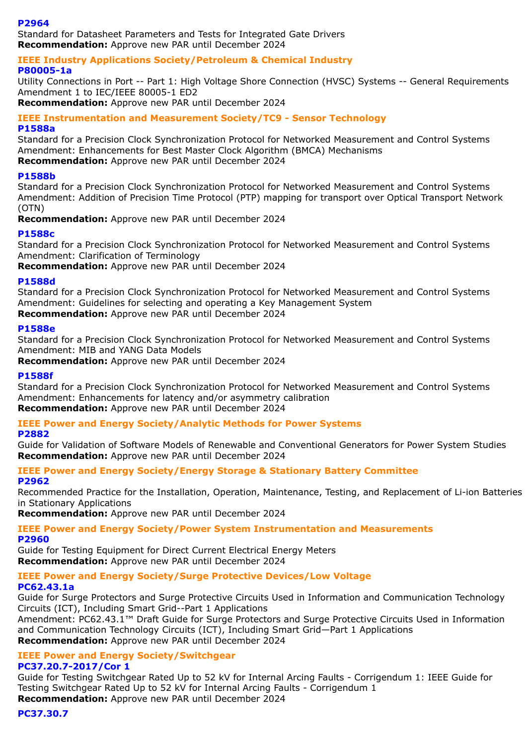**P2964**
Standard for Datasheet Parameters and Tests for Integrated Gate Drivers
**Recommendation:** Approve new PAR until December 2024

### IEEE Industry Applications Society/Petroleum & Chemical Industry

**P80005-1a**
Utility Connections in Port -- Part 1: High Voltage Shore Connection (HVSC) Systems -- General Requirements Amendment 1 to IEC/IEEE 80005-1 ED2
**Recommendation:** Approve new PAR until December 2024

### IEEE Instrumentation and Measurement Society/TC9 - Sensor Technology

**P1588a**
Standard for a Precision Clock Synchronization Protocol for Networked Measurement and Control Systems Amendment: Enhancements for Best Master Clock Algorithm (BMCA) Mechanisms
**Recommendation:** Approve new PAR until December 2024

**P1588b**
Standard for a Precision Clock Synchronization Protocol for Networked Measurement and Control Systems Amendment: Addition of Precision Time Protocol (PTP) mapping for transport over Optical Transport Network (OTN)
**Recommendation:** Approve new PAR until December 2024

**P1588c**
Standard for a Precision Clock Synchronization Protocol for Networked Measurement and Control Systems Amendment: Clarification of Terminology
**Recommendation:** Approve new PAR until December 2024

**P1588d**
Standard for a Precision Clock Synchronization Protocol for Networked Measurement and Control Systems Amendment: Guidelines for selecting and operating a Key Management System
**Recommendation:** Approve new PAR until December 2024

**P1588e**
Standard for a Precision Clock Synchronization Protocol for Networked Measurement and Control Systems Amendment: MIB and YANG Data Models
**Recommendation:** Approve new PAR until December 2024

**P1588f**
Standard for a Precision Clock Synchronization Protocol for Networked Measurement and Control Systems Amendment: Enhancements for latency and/or asymmetry calibration
**Recommendation:** Approve new PAR until December 2024

### IEEE Power and Energy Society/Analytic Methods for Power Systems

**P2882**
Guide for Validation of Software Models of Renewable and Conventional Generators for Power System Studies
**Recommendation:** Approve new PAR until December 2024

### IEEE Power and Energy Society/Energy Storage & Stationary Battery Committee

**P2962**
Recommended Practice for the Installation, Operation, Maintenance, Testing, and Replacement of Li-ion Batteries in Stationary Applications
**Recommendation:** Approve new PAR until December 2024

### IEEE Power and Energy Society/Power System Instrumentation and Measurements

**P2960**
Guide for Testing Equipment for Direct Current Electrical Energy Meters
**Recommendation:** Approve new PAR until December 2024

### IEEE Power and Energy Society/Surge Protective Devices/Low Voltage

**PC62.43.1a**
Guide for Surge Protectors and Surge Protective Circuits Used in Information and Communication Technology Circuits (ICT), Including Smart Grid--Part 1 Applications
Amendment: PC62.43.1™ Draft Guide for Surge Protectors and Surge Protective Circuits Used in Information and Communication Technology Circuits (ICT), Including Smart Grid—Part 1 Applications
**Recommendation:** Approve new PAR until December 2024

### IEEE Power and Energy Society/Switchgear

**PC37.20.7-2017/Cor 1**
Guide for Testing Switchgear Rated Up to 52 kV for Internal Arcing Faults - Corrigendum 1: IEEE Guide for Testing Switchgear Rated Up to 52 kV for Internal Arcing Faults - Corrigendum 1
**Recommendation:** Approve new PAR until December 2024

**PC37.30.7**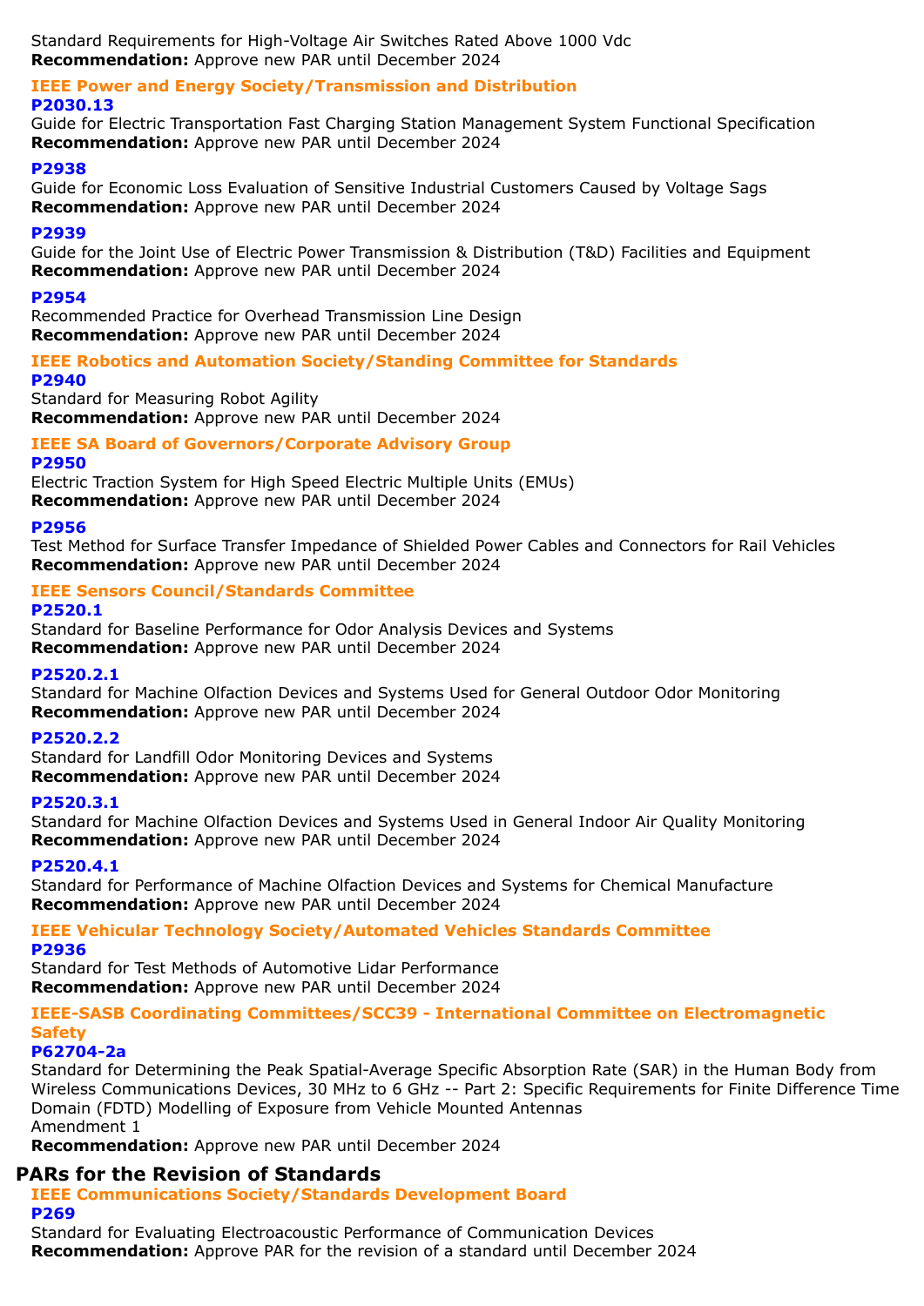Standard Requirements for High-Voltage Air Switches Rated Above 1000 Vdc
**Recommendation:** Approve new PAR until December 2024

### IEEE Power and Energy Society/Transmission and Distribution

#### P2030.13

Guide for Electric Transportation Fast Charging Station Management System Functional Specification
**Recommendation:** Approve new PAR until December 2024

#### P2938

Guide for Economic Loss Evaluation of Sensitive Industrial Customers Caused by Voltage Sags
**Recommendation:** Approve new PAR until December 2024

#### P2939

Guide for the Joint Use of Electric Power Transmission & Distribution (T&D) Facilities and Equipment
**Recommendation:** Approve new PAR until December 2024

#### P2954

Recommended Practice for Overhead Transmission Line Design
**Recommendation:** Approve new PAR until December 2024

### IEEE Robotics and Automation Society/Standing Committee for Standards

#### P2940

Standard for Measuring Robot Agility
**Recommendation:** Approve new PAR until December 2024

### IEEE SA Board of Governors/Corporate Advisory Group

#### P2950

Electric Traction System for High Speed Electric Multiple Units (EMUs)
**Recommendation:** Approve new PAR until December 2024

#### P2956

Test Method for Surface Transfer Impedance of Shielded Power Cables and Connectors for Rail Vehicles
**Recommendation:** Approve new PAR until December 2024

### IEEE Sensors Council/Standards Committee

#### P2520.1

Standard for Baseline Performance for Odor Analysis Devices and Systems
**Recommendation:** Approve new PAR until December 2024

#### P2520.2.1

Standard for Machine Olfaction Devices and Systems Used for General Outdoor Odor Monitoring
**Recommendation:** Approve new PAR until December 2024

#### P2520.2.2

Standard for Landfill Odor Monitoring Devices and Systems
**Recommendation:** Approve new PAR until December 2024

#### P2520.3.1

Standard for Machine Olfaction Devices and Systems Used in General Indoor Air Quality Monitoring
**Recommendation:** Approve new PAR until December 2024

#### P2520.4.1

Standard for Performance of Machine Olfaction Devices and Systems for Chemical Manufacture
**Recommendation:** Approve new PAR until December 2024

### IEEE Vehicular Technology Society/Automated Vehicles Standards Committee

#### P2936

Standard for Test Methods of Automotive Lidar Performance
**Recommendation:** Approve new PAR until December 2024

### IEEE-SASB Coordinating Committees/SCC39 - International Committee on Electromagnetic Safety

#### P62704-2a

Standard for Determining the Peak Spatial-Average Specific Absorption Rate (SAR) in the Human Body from Wireless Communications Devices, 30 MHz to 6 GHz -- Part 2: Specific Requirements for Finite Difference Time Domain (FDTD) Modelling of Exposure from Vehicle Mounted Antennas
Amendment 1
**Recommendation:** Approve new PAR until December 2024

## PARs for the Revision of Standards

### IEEE Communications Society/Standards Development Board

#### P269

Standard for Evaluating Electroacoustic Performance of Communication Devices
**Recommendation:** Approve PAR for the revision of a standard until December 2024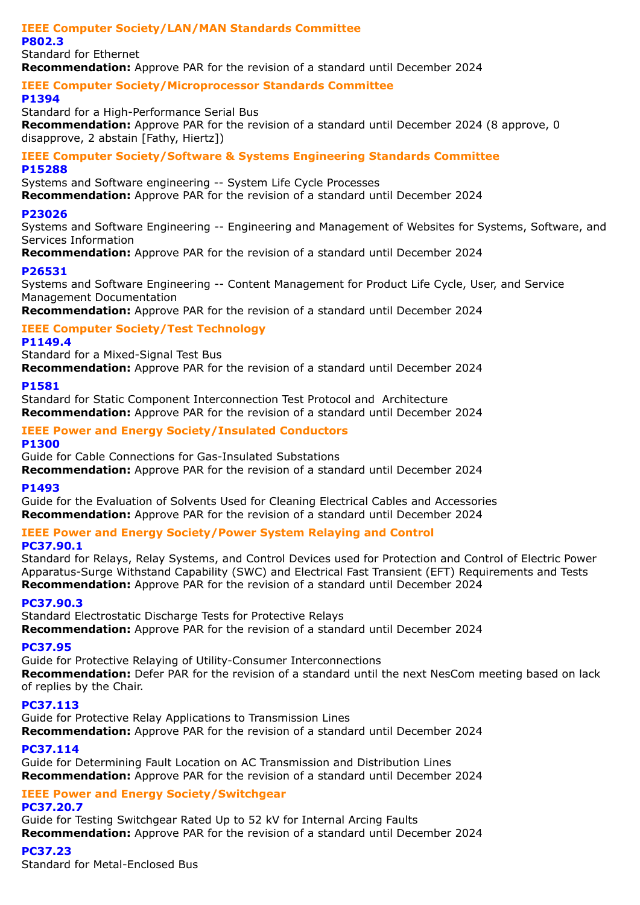### IEEE Computer Society/LAN/MAN Standards Committee

**P802.3**

Standard for Ethernet

**Recommendation:** Approve PAR for the revision of a standard until December 2024

### IEEE Computer Society/Microprocessor Standards Committee

**P1394**

Standard for a High-Performance Serial Bus

**Recommendation:** Approve PAR for the revision of a standard until December 2024 (8 approve, 0 disapprove, 2 abstain [Fathy, Hiertz])

### IEEE Computer Society/Software & Systems Engineering Standards Committee

**P15288**

Systems and Software engineering -- System Life Cycle Processes

**Recommendation:** Approve PAR for the revision of a standard until December 2024

**P23026**

Systems and Software Engineering -- Engineering and Management of Websites for Systems, Software, and Services Information

**Recommendation:** Approve PAR for the revision of a standard until December 2024

**P26531**

Systems and Software Engineering -- Content Management for Product Life Cycle, User, and Service Management Documentation

**Recommendation:** Approve PAR for the revision of a standard until December 2024

### IEEE Computer Society/Test Technology

**P1149.4**

Standard for a Mixed-Signal Test Bus

**Recommendation:** Approve PAR for the revision of a standard until December 2024

**P1581**

Standard for Static Component Interconnection Test Protocol and Architecture

**Recommendation:** Approve PAR for the revision of a standard until December 2024

### IEEE Power and Energy Society/Insulated Conductors

**P1300**

Guide for Cable Connections for Gas-Insulated Substations

**Recommendation:** Approve PAR for the revision of a standard until December 2024

**P1493**

Guide for the Evaluation of Solvents Used for Cleaning Electrical Cables and Accessories

**Recommendation:** Approve PAR for the revision of a standard until December 2024

### IEEE Power and Energy Society/Power System Relaying and Control

**PC37.90.1**

Standard for Relays, Relay Systems, and Control Devices used for Protection and Control of Electric Power Apparatus-Surge Withstand Capability (SWC) and Electrical Fast Transient (EFT) Requirements and Tests

**Recommendation:** Approve PAR for the revision of a standard until December 2024

**PC37.90.3**

Standard Electrostatic Discharge Tests for Protective Relays

**Recommendation:** Approve PAR for the revision of a standard until December 2024

**PC37.95**

Guide for Protective Relaying of Utility-Consumer Interconnections

**Recommendation:** Defer PAR for the revision of a standard until the next NesCom meeting based on lack of replies by the Chair.

**PC37.113**

Guide for Protective Relay Applications to Transmission Lines

**Recommendation:** Approve PAR for the revision of a standard until December 2024

**PC37.114**

Guide for Determining Fault Location on AC Transmission and Distribution Lines

**Recommendation:** Approve PAR for the revision of a standard until December 2024

### IEEE Power and Energy Society/Switchgear

**PC37.20.7**

Guide for Testing Switchgear Rated Up to 52 kV for Internal Arcing Faults

**Recommendation:** Approve PAR for the revision of a standard until December 2024

**PC37.23**

Standard for Metal-Enclosed Bus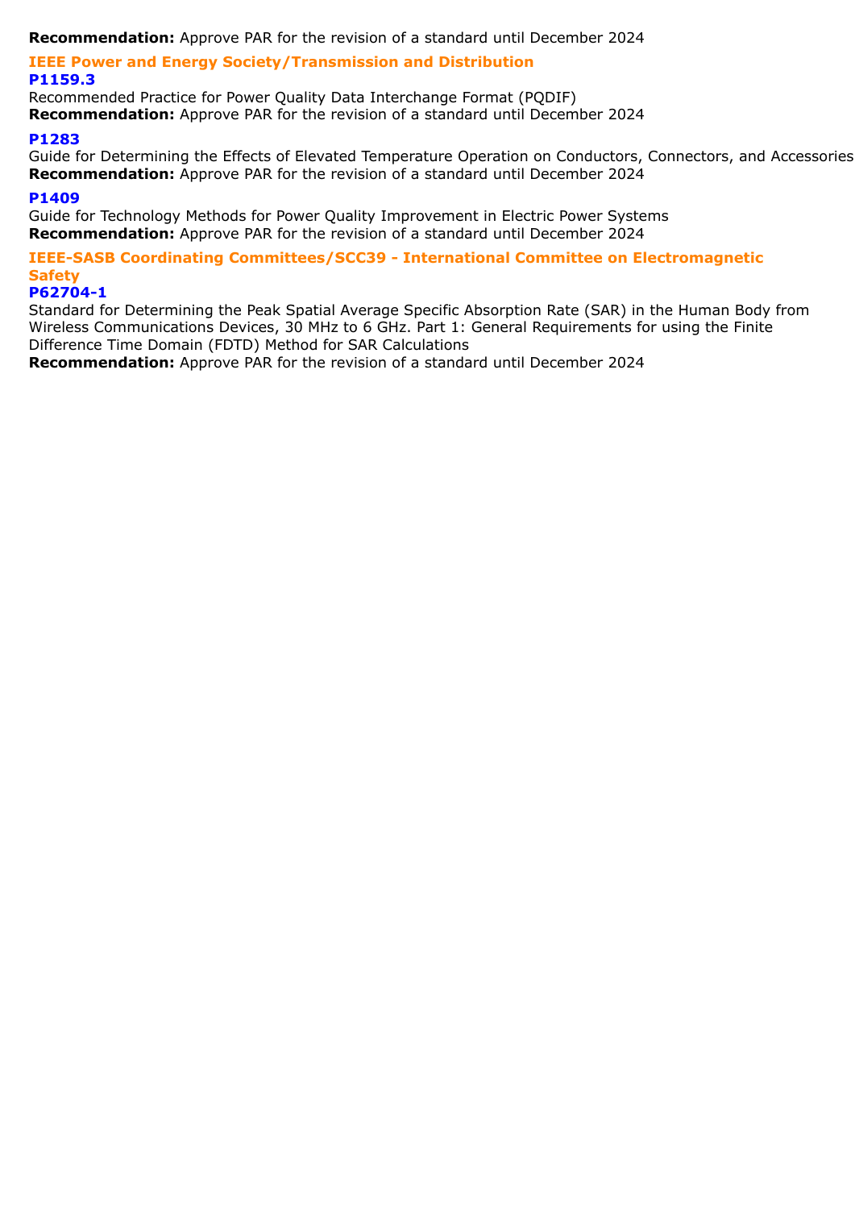**Recommendation:** Approve PAR for the revision of a standard until December 2024

### IEEE Power and Energy Society/Transmission and Distribution

#### P1159.3

Recommended Practice for Power Quality Data Interchange Format (PQDIF)
**Recommendation:** Approve PAR for the revision of a standard until December 2024

#### P1283

Guide for Determining the Effects of Elevated Temperature Operation on Conductors, Connectors, and Accessories
**Recommendation:** Approve PAR for the revision of a standard until December 2024

#### P1409

Guide for Technology Methods for Power Quality Improvement in Electric Power Systems
**Recommendation:** Approve PAR for the revision of a standard until December 2024

### IEEE-SASB Coordinating Committees/SCC39 - International Committee on Electromagnetic Safety

#### P62704-1

Standard for Determining the Peak Spatial Average Specific Absorption Rate (SAR) in the Human Body from Wireless Communications Devices, 30 MHz to 6 GHz. Part 1: General Requirements for using the Finite Difference Time Domain (FDTD) Method for SAR Calculations
**Recommendation:** Approve PAR for the revision of a standard until December 2024